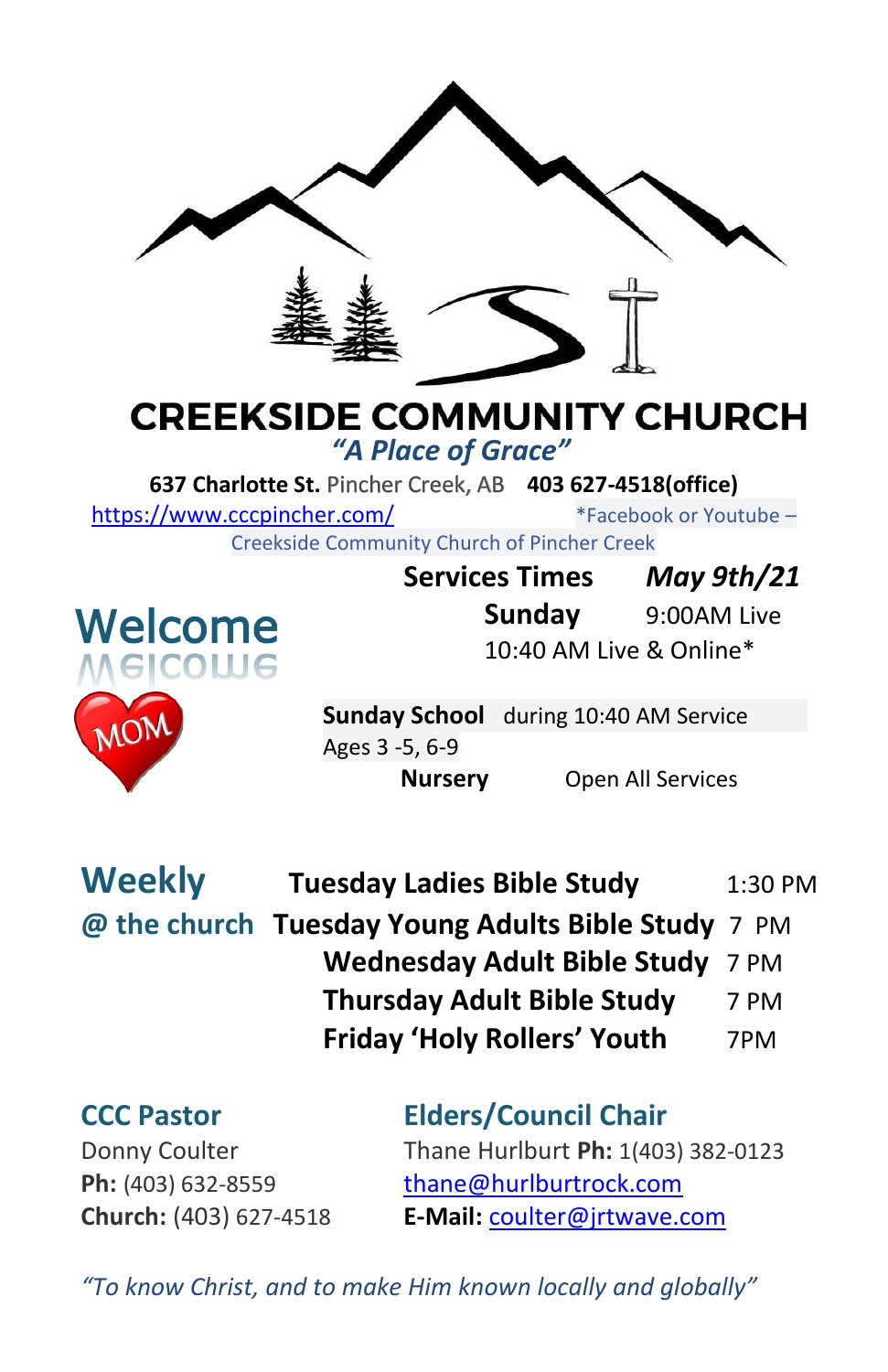# CREEKSIDE COMMUNITY CHURCH

*"A Place of Grace"*

**637 Charlotte St.** Pincher Creek, AB **403 627-4518(office)**

https://www.cccpincher.com/ *Facebook or Youtube – Creekside Community Church of Pincher Creek

## Welcome

MOM

**Services Times** ***May 9th/21***

**Sunday** 9:00AM Live
10:40 AM Live & Online*

**Sunday School** during 10:40 AM Service
Ages 3 -5, 6-9

**Nursery** Open All Services

## Weekly @ the church

| | |
|---|---|
| **Tuesday Ladies Bible Study** | 1:30 PM |
| **Tuesday Young Adults Bible Study** | 7 PM |
| **Wednesday Adult Bible Study** | 7 PM |
| **Thursday Adult Bible Study** | 7 PM |
| **Friday 'Holy Rollers' Youth** | 7PM |

### CCC Pastor

Donny Coulter
**Ph:** (403) 632-8559
**Church:** (403) 627-4518

### Elders/Council Chair

Thane Hurlburt **Ph:** 1(403) 382-0123
thane@hurlburtrock.com
**E-Mail:** coulter@jrtwave.com

*"To know Christ, and to make Him known locally and globally"*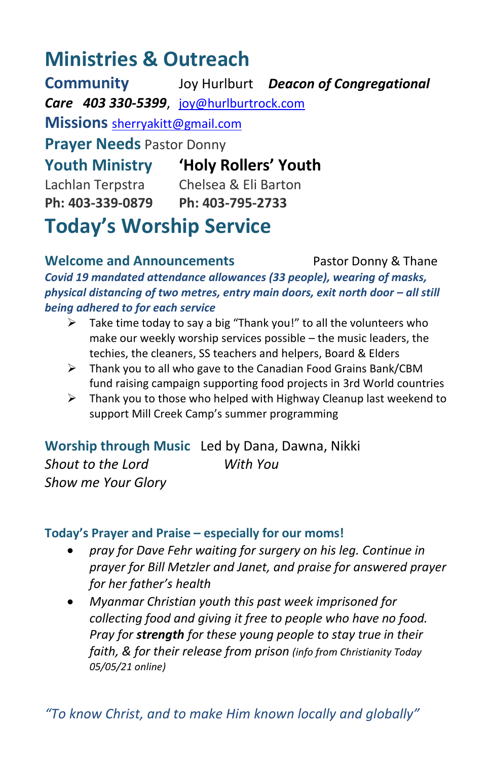# Ministries & Outreach

**Community** Joy Hurlburt ***Deacon of Congregational Care*** ***403 330-5399***, joy@hurlburtrock.com

**Missions** sherryakitt@gmail.com

**Prayer Needs** Pastor Donny

| **Youth Ministry** | **'Holy Rollers' Youth** |
|---|---|
| Lachlan Terpstra | Chelsea & Eli Barton |
| **Ph: 403-339-0879** | **Ph: 403-795-2733** |

# Today's Worship Service

**Welcome and Announcements** Pastor Donny & Thane

***Covid 19 mandated attendance allowances (33 people), wearing of masks, physical distancing of two metres, entry main doors, exit north door – all still being adhered to for each service***

- Take time today to say a big "Thank you!" to all the volunteers who make our weekly worship services possible – the music leaders, the techies, the cleaners, SS teachers and helpers, Board & Elders
- Thank you to all who gave to the Canadian Food Grains Bank/CBM fund raising campaign supporting food projects in 3rd World countries
- Thank you to those who helped with Highway Cleanup last weekend to support Mill Creek Camp's summer programming

**Worship through Music** Led by Dana, Dawna, Nikki

*Shout to the Lord* *With You*

*Show me Your Glory*

**Today's Prayer and Praise – especially for our moms!**

- *pray for Dave Fehr waiting for surgery on his leg. Continue in prayer for Bill Metzler and Janet, and praise for answered prayer for her father's health*
- *Myanmar Christian youth this past week imprisoned for collecting food and giving it free to people who have no food. Pray for **strength** for these young people to stay true in their faith, & for their release from prison (info from Christianity Today 05/05/21 online)*

*"To know Christ, and to make Him known locally and globally"*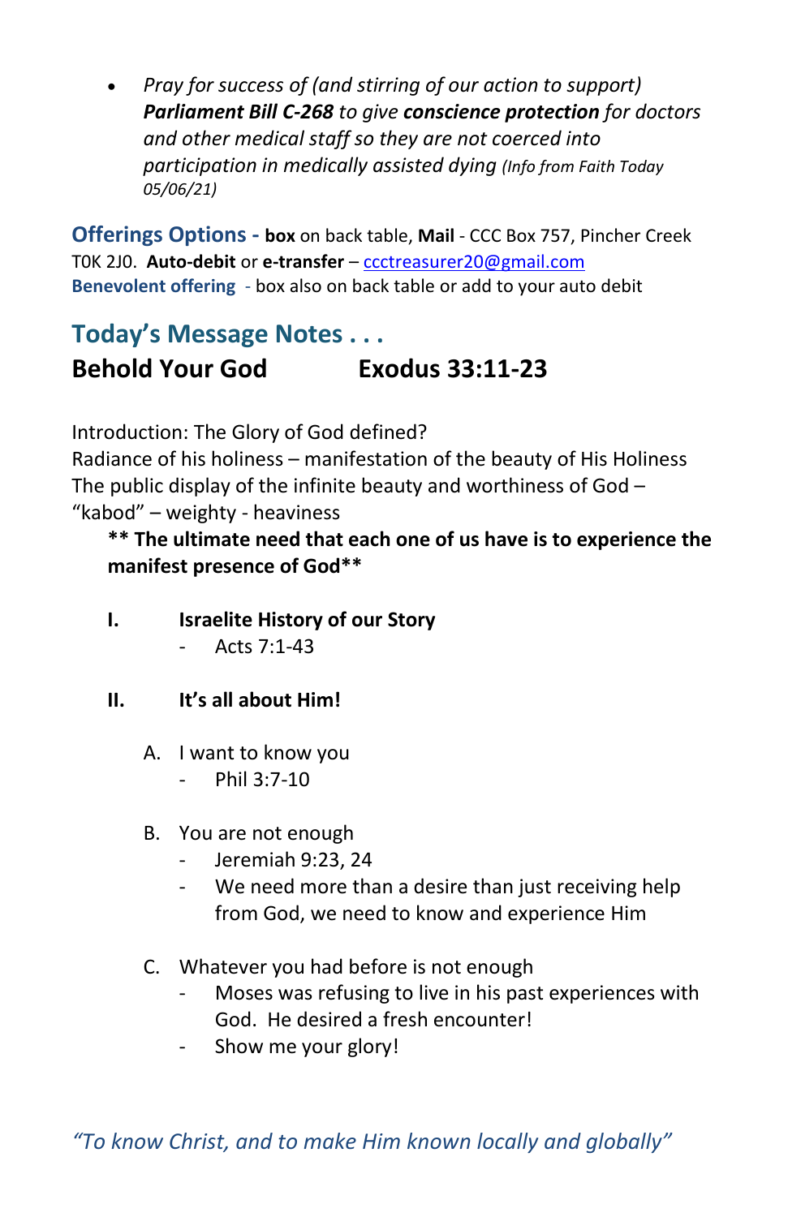- *Pray for success of (and stirring of our action to support)* ***Parliament Bill C-268*** *to give* ***conscience protection*** *for doctors and other medical staff so they are not coerced into participation in medically assisted dying (Info from Faith Today 05/06/21)*

**Offerings Options - box** on back table, **Mail** - CCC Box 757, Pincher Creek T0K 2J0. **Auto-debit** or **e-transfer** – ccctreasurer20@gmail.com
**Benevolent offering** - box also on back table or add to your auto debit

## Today's Message Notes . . .

### Behold Your God Exodus 33:11-23

Introduction: The Glory of God defined?
Radiance of his holiness – manifestation of the beauty of His Holiness
The public display of the infinite beauty and worthiness of God – "kabod" – weighty - heaviness

**** The ultimate need that each one of us have is to experience the manifest presence of God****

**I. Israelite History of our Story**
- Acts 7:1-43

**II. It's all about Him!**

A. I want to know you
- Phil 3:7-10

B. You are not enough
- Jeremiah 9:23, 24
- We need more than a desire than just receiving help from God, we need to know and experience Him

C. Whatever you had before is not enough
- Moses was refusing to live in his past experiences with God. He desired a fresh encounter!
- Show me your glory!

*"To know Christ, and to make Him known locally and globally"*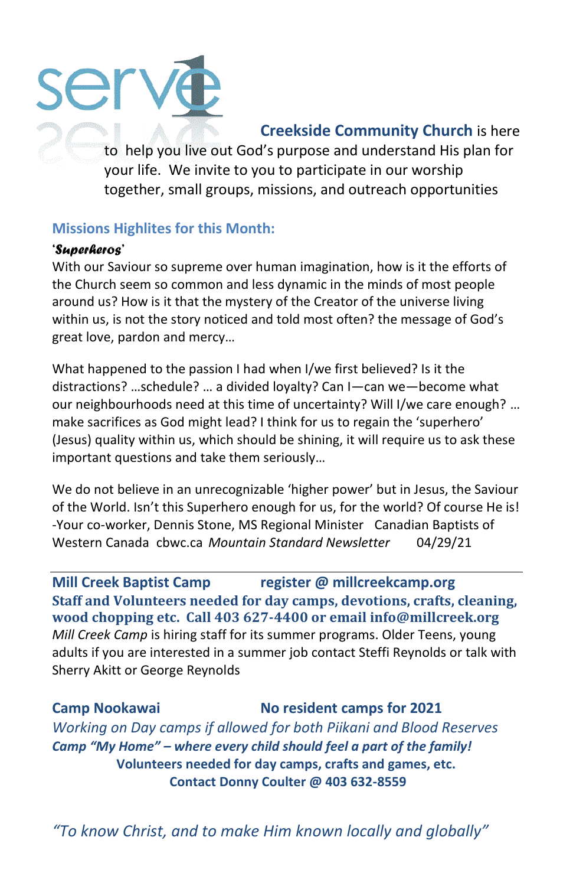**Creekside Community Church** is here to help you live out God's purpose and understand His plan for your life. We invite to you to participate in our worship together, small groups, missions, and outreach opportunities

## Missions Highlites for this Month:

***'Superheros'***

With our Saviour so supreme over human imagination, how is it the efforts of the Church seem so common and less dynamic in the minds of most people around us? How is it that the mystery of the Creator of the universe living within us, is not the story noticed and told most often? the message of God's great love, pardon and mercy…

What happened to the passion I had when I/we first believed? Is it the distractions? …schedule? … a divided loyalty? Can I—can we—become what our neighbourhoods need at this time of uncertainty? Will I/we care enough? … make sacrifices as God might lead? I think for us to regain the 'superhero' (Jesus) quality within us, which should be shining, it will require us to ask these important questions and take them seriously…

We do not believe in an unrecognizable 'higher power' but in Jesus, the Saviour of the World. Isn't this Superhero enough for us, for the world? Of course He is! -Your co-worker, Dennis Stone, MS Regional Minister Canadian Baptists of Western Canada cbwc.ca *Mountain Standard Newsletter* 04/29/21

---

**Mill Creek Baptist Camp** **register @ millcreekcamp.org**

**Staff and Volunteers needed for day camps, devotions, crafts, cleaning, wood chopping etc. Call 403 627-4400 or email info@millcreek.org**

*Mill Creek Camp* is hiring staff for its summer programs. Older Teens, young adults if you are interested in a summer job contact Steffi Reynolds or talk with Sherry Akitt or George Reynolds

**Camp Nookawai** **No resident camps for 2021**

*Working on Day camps if allowed for both Piikani and Blood Reserves*

***Camp "My Home" – where every child should feel a part of the family!***

**Volunteers needed for day camps, crafts and games, etc.**

**Contact Donny Coulter @ 403 632-8559**

*"To know Christ, and to make Him known locally and globally"*